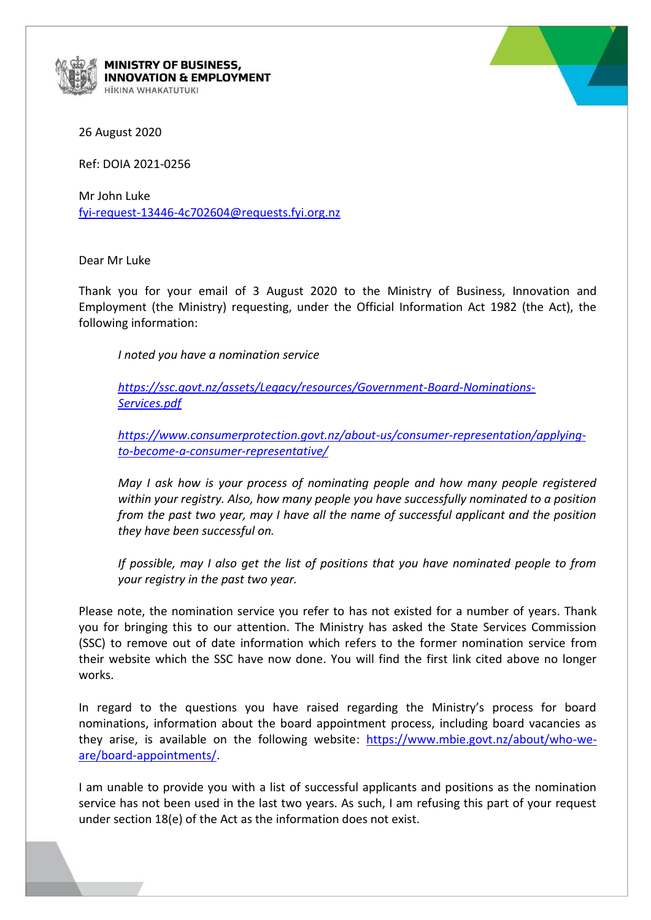**MINISTRY OF BUSINESS, INNOVATION & EMPLOYMENT**
HĪKINA WHAKATUTUKI

26 August 2020

Ref: DOIA 2021-0256

Mr John Luke
fyi-request-13446-4c702604@requests.fyi.org.nz

Dear Mr Luke

Thank you for your email of 3 August 2020 to the Ministry of Business, Innovation and Employment (the Ministry) requesting, under the Official Information Act 1982 (the Act), the following information:

> *I noted you have a nomination service*
>
> *https://ssc.govt.nz/assets/Legacy/resources/Government-Board-Nominations-Services.pdf*
>
> *https://www.consumerprotection.govt.nz/about-us/consumer-representation/applying-to-become-a-consumer-representative/*
>
> *May I ask how is your process of nominating people and how many people registered within your registry. Also, how many people you have successfully nominated to a position from the past two year, may I have all the name of successful applicant and the position they have been successful on.*
>
> *If possible, may I also get the list of positions that you have nominated people to from your registry in the past two year.*

Please note, the nomination service you refer to has not existed for a number of years. Thank you for bringing this to our attention. The Ministry has asked the State Services Commission (SSC) to remove out of date information which refers to the former nomination service from their website which the SSC have now done. You will find the first link cited above no longer works.

In regard to the questions you have raised regarding the Ministry's process for board nominations, information about the board appointment process, including board vacancies as they arise, is available on the following website: https://www.mbie.govt.nz/about/who-we-are/board-appointments/.

I am unable to provide you with a list of successful applicants and positions as the nomination service has not been used in the last two years. As such, I am refusing this part of your request under section 18(e) of the Act as the information does not exist.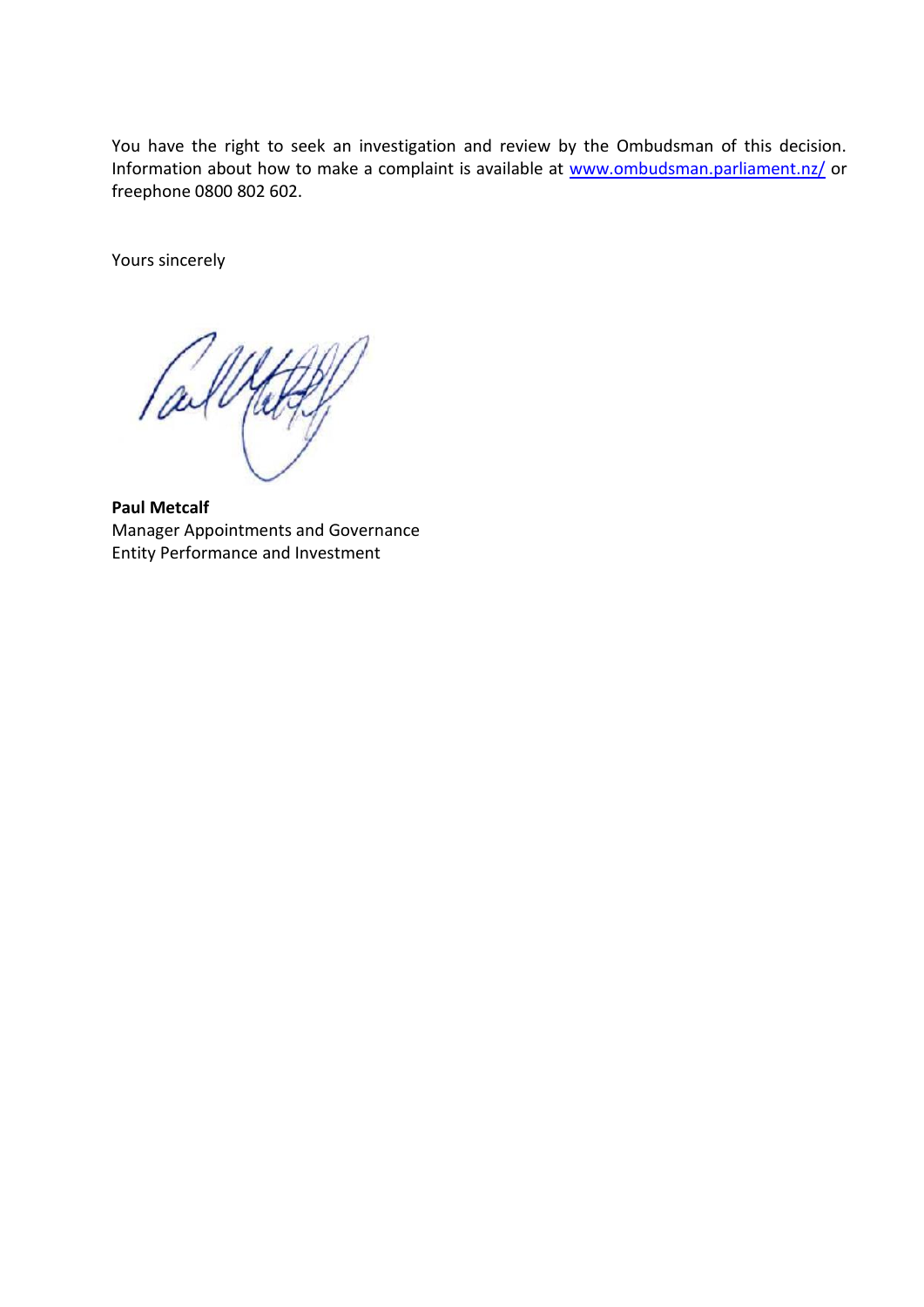You have the right to seek an investigation and review by the Ombudsman of this decision. Information about how to make a complaint is available at www.ombudsman.parliament.nz/ or freephone 0800 802 602.

Yours sincerely

**Paul Metcalf**
Manager Appointments and Governance
Entity Performance and Investment